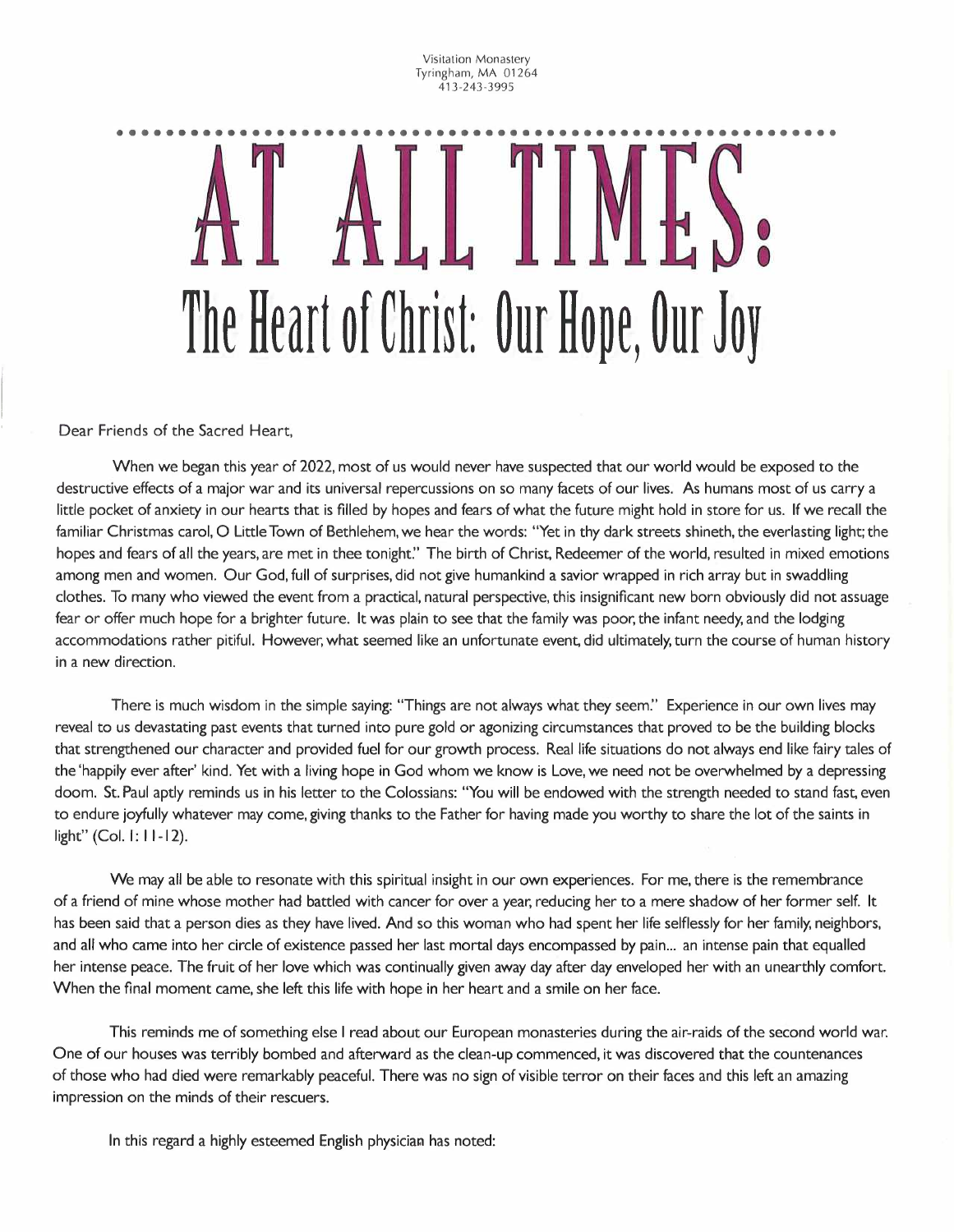Visitation Monastery
Tyringham, MA 01264
413-243-3995

# AT ALL TIMES:

## The Heart of Christ: Our Hope, Our Joy

Dear Friends of the Sacred Heart,

When we began this year of 2022, most of us would never have suspected that our world would be exposed to the destructive effects of a major war and its universal repercussions on so many facets of our lives. As humans most of us carry a little pocket of anxiety in our hearts that is filled by hopes and fears of what the future might hold in store for us. If we recall the familiar Christmas carol, O Little Town of Bethlehem, we hear the words: "Yet in thy dark streets shineth, the everlasting light; the hopes and fears of all the years, are met in thee tonight." The birth of Christ, Redeemer of the world, resulted in mixed emotions among men and women. Our God, full of surprises, did not give humankind a savior wrapped in rich array but in swaddling clothes. To many who viewed the event from a practical, natural perspective, this insignificant new born obviously did not assuage fear or offer much hope for a brighter future. It was plain to see that the family was poor, the infant needy, and the lodging accommodations rather pitiful. However, what seemed like an unfortunate event, did ultimately, turn the course of human history in a new direction.

There is much wisdom in the simple saying: "Things are not always what they seem." Experience in our own lives may reveal to us devastating past events that turned into pure gold or agonizing circumstances that proved to be the building blocks that strengthened our character and provided fuel for our growth process. Real life situations do not always end like fairy tales of the 'happily ever after' kind. Yet with a living hope in God whom we know is Love, we need not be overwhelmed by a depressing doom. St. Paul aptly reminds us in his letter to the Colossians: "You will be endowed with the strength needed to stand fast, even to endure joyfully whatever may come, giving thanks to the Father for having made you worthy to share the lot of the saints in light" (Col. 1: 11-12).

We may all be able to resonate with this spiritual insight in our own experiences. For me, there is the remembrance of a friend of mine whose mother had battled with cancer for over a year, reducing her to a mere shadow of her former self. It has been said that a person dies as they have lived. And so this woman who had spent her life selflessly for her family, neighbors, and all who came into her circle of existence passed her last mortal days encompassed by pain... an intense pain that equalled her intense peace. The fruit of her love which was continually given away day after day enveloped her with an unearthly comfort. When the final moment came, she left this life with hope in her heart and a smile on her face.

This reminds me of something else I read about our European monasteries during the air-raids of the second world war. One of our houses was terribly bombed and afterward as the clean-up commenced, it was discovered that the countenances of those who had died were remarkably peaceful. There was no sign of visible terror on their faces and this left an amazing impression on the minds of their rescuers.

In this regard a highly esteemed English physician has noted: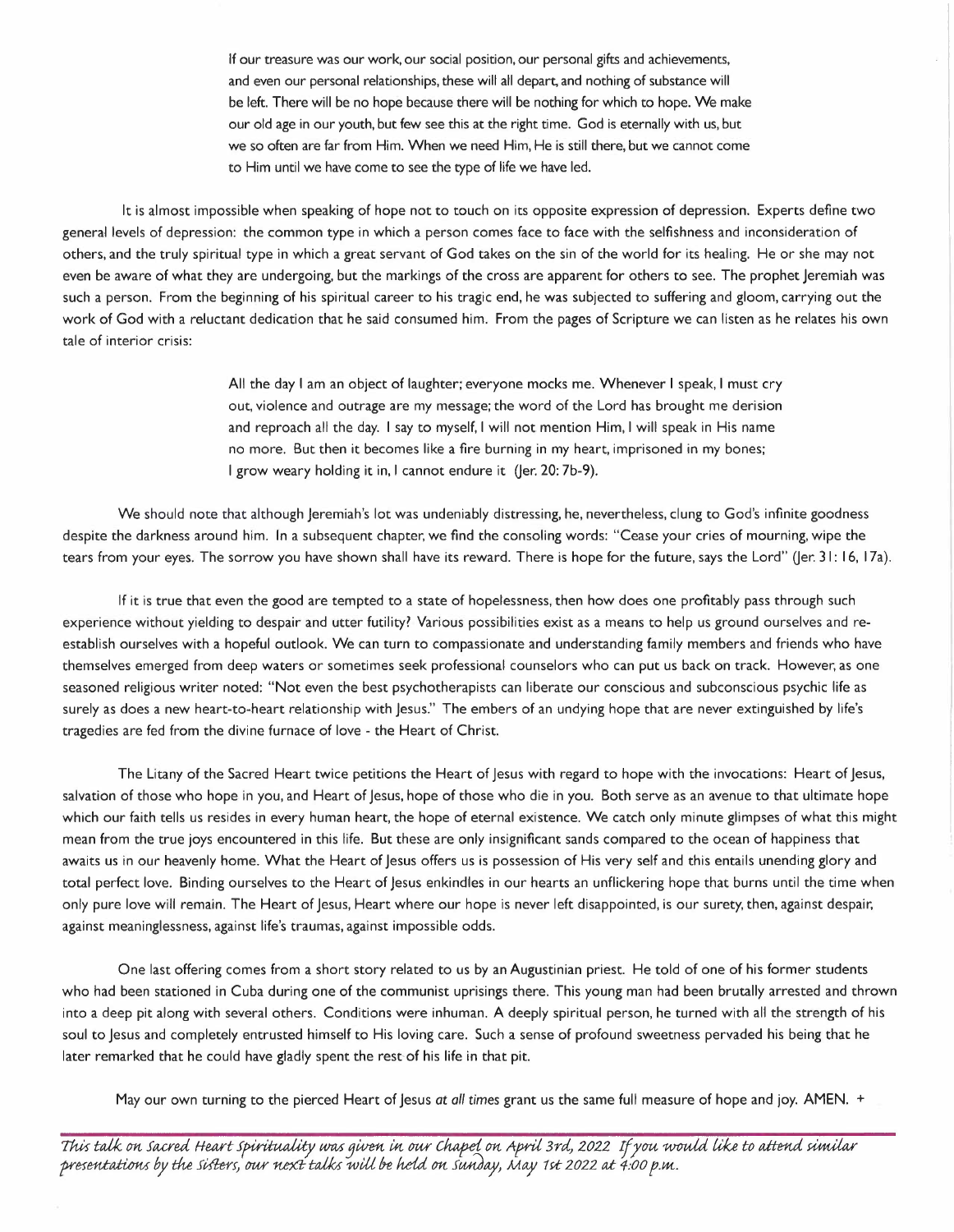> If our treasure was our work, our social position, our personal gifts and achievements, and even our personal relationships, these will all depart, and nothing of substance will be left. There will be no hope because there will be nothing for which to hope. We make our old age in our youth, but few see this at the right time. God is eternally with us, but we so often are far from Him. When we need Him, He is still there, but we cannot come to Him until we have come to see the type of life we have led.

It is almost impossible when speaking of hope not to touch on its opposite expression of depression. Experts define two general levels of depression: the common type in which a person comes face to face with the selfishness and inconsideration of others, and the truly spiritual type in which a great servant of God takes on the sin of the world for its healing. He or she may not even be aware of what they are undergoing, but the markings of the cross are apparent for others to see. The prophet Jeremiah was such a person. From the beginning of his spiritual career to his tragic end, he was subjected to suffering and gloom, carrying out the work of God with a reluctant dedication that he said consumed him. From the pages of Scripture we can listen as he relates his own tale of interior crisis:

> All the day I am an object of laughter; everyone mocks me. Whenever I speak, I must cry out, violence and outrage are my message; the word of the Lord has brought me derision and reproach all the day. I say to myself, I will not mention Him, I will speak in His name no more. But then it becomes like a fire burning in my heart, imprisoned in my bones; I grow weary holding it in, I cannot endure it (Jer. 20: 7b-9).

We should note that although Jeremiah's lot was undeniably distressing, he, nevertheless, clung to God's infinite goodness despite the darkness around him. In a subsequent chapter, we find the consoling words: "Cease your cries of mourning, wipe the tears from your eyes. The sorrow you have shown shall have its reward. There is hope for the future, says the Lord" (Jer. 31: 16, 17a).

If it is true that even the good are tempted to a state of hopelessness, then how does one profitably pass through such experience without yielding to despair and utter futility? Various possibilities exist as a means to help us ground ourselves and re-establish ourselves with a hopeful outlook. We can turn to compassionate and understanding family members and friends who have themselves emerged from deep waters or sometimes seek professional counselors who can put us back on track. However, as one seasoned religious writer noted: "Not even the best psychotherapists can liberate our conscious and subconscious psychic life as surely as does a new heart-to-heart relationship with Jesus." The embers of an undying hope that are never extinguished by life's tragedies are fed from the divine furnace of love - the Heart of Christ.

The Litany of the Sacred Heart twice petitions the Heart of Jesus with regard to hope with the invocations: Heart of Jesus, salvation of those who hope in you, and Heart of Jesus, hope of those who die in you. Both serve as an avenue to that ultimate hope which our faith tells us resides in every human heart, the hope of eternal existence. We catch only minute glimpses of what this might mean from the true joys encountered in this life. But these are only insignificant sands compared to the ocean of happiness that awaits us in our heavenly home. What the Heart of Jesus offers us is possession of His very self and this entails unending glory and total perfect love. Binding ourselves to the Heart of Jesus enkindles in our hearts an unflickering hope that burns until the time when only pure love will remain. The Heart of Jesus, Heart where our hope is never left disappointed, is our surety, then, against despair, against meaninglessness, against life's traumas, against impossible odds.

One last offering comes from a short story related to us by an Augustinian priest. He told of one of his former students who had been stationed in Cuba during one of the communist uprisings there. This young man had been brutally arrested and thrown into a deep pit along with several others. Conditions were inhuman. A deeply spiritual person, he turned with all the strength of his soul to Jesus and completely entrusted himself to His loving care. Such a sense of profound sweetness pervaded his being that he later remarked that he could have gladly spent the rest of his life in that pit.

May our own turning to the pierced Heart of Jesus *at all times* grant us the same full measure of hope and joy. AMEN. +

---

*This talk on Sacred Heart Spirituality was given in our Chapel on April 3rd, 2022 If you would like to attend similar presentations by the Sisters, our next talks will be held on Sunday, May 1st 2022 at 4:00 p.m.*